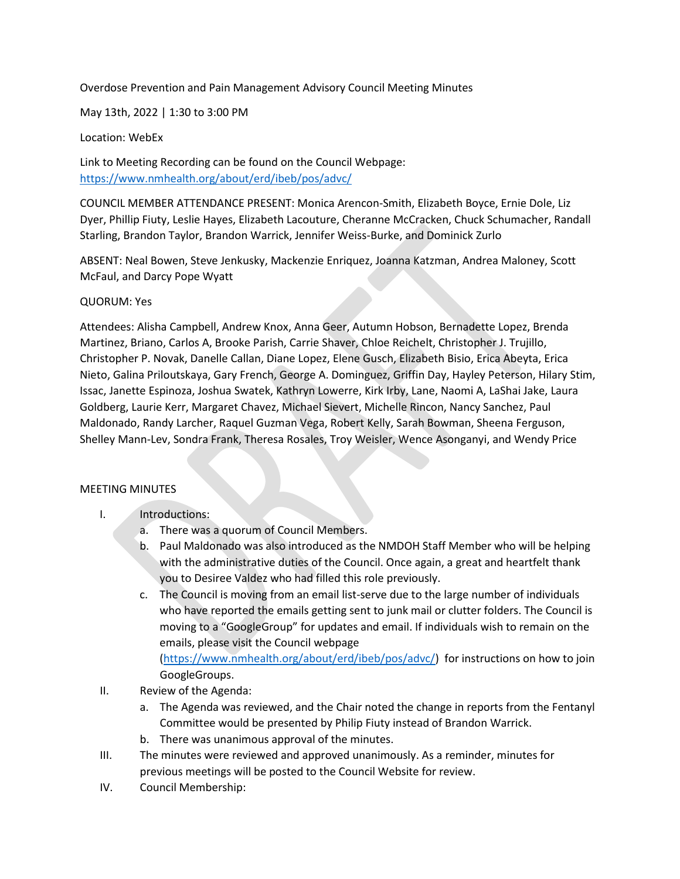Overdose Prevention and Pain Management Advisory Council Meeting Minutes

May 13th, 2022 | 1:30 to 3:00 PM

Location: WebEx

Link to Meeting Recording can be found on the Council Webpage: https://www.nmhealth.org/about/erd/ibeb/pos/advc/

COUNCIL MEMBER ATTENDANCE PRESENT: Monica Arencon-Smith, Elizabeth Boyce, Ernie Dole, Liz Dyer, Phillip Fiuty, Leslie Hayes, Elizabeth Lacouture, Cheranne McCracken, Chuck Schumacher, Randall Starling, Brandon Taylor, Brandon Warrick, Jennifer Weiss-Burke, and Dominick Zurlo

ABSENT: Neal Bowen, Steve Jenkusky, Mackenzie Enriquez, Joanna Katzman, Andrea Maloney, Scott McFaul, and Darcy Pope Wyatt

QUORUM: Yes

Attendees: Alisha Campbell, Andrew Knox, Anna Geer, Autumn Hobson, Bernadette Lopez, Brenda Martinez, Briano, Carlos A, Brooke Parish, Carrie Shaver, Chloe Reichelt, Christopher J. Trujillo, Christopher P. Novak, Danelle Callan, Diane Lopez, Elene Gusch, Elizabeth Bisio, Erica Abeyta, Erica Nieto, Galina Priloutskaya, Gary French, George A. Dominguez, Griffin Day, Hayley Peterson, Hilary Stim, Issac, Janette Espinoza, Joshua Swatek, Kathryn Lowerre, Kirk Irby, Lane, Naomi A, LaShai Jake, Laura Goldberg, Laurie Kerr, Margaret Chavez, Michael Sievert, Michelle Rincon, Nancy Sanchez, Paul Maldonado, Randy Larcher, Raquel Guzman Vega, Robert Kelly, Sarah Bowman, Sheena Ferguson, Shelley Mann-Lev, Sondra Frank, Theresa Rosales, Troy Weisler, Wence Asonganyi, and Wendy Price

MEETING MINUTES

I. Introductions:
   a. There was a quorum of Council Members.
   b. Paul Maldonado was also introduced as the NMDOH Staff Member who will be helping with the administrative duties of the Council. Once again, a great and heartfelt thank you to Desiree Valdez who had filled this role previously.
   c. The Council is moving from an email list-serve due to the large number of individuals who have reported the emails getting sent to junk mail or clutter folders. The Council is moving to a "GoogleGroup" for updates and email. If individuals wish to remain on the emails, please visit the Council webpage (https://www.nmhealth.org/about/erd/ibeb/pos/advc/) for instructions on how to join GoogleGroups.
II. Review of the Agenda:
   a. The Agenda was reviewed, and the Chair noted the change in reports from the Fentanyl Committee would be presented by Philip Fiuty instead of Brandon Warrick.
   b. There was unanimous approval of the minutes.
III. The minutes were reviewed and approved unanimously. As a reminder, minutes for previous meetings will be posted to the Council Website for review.
IV. Council Membership: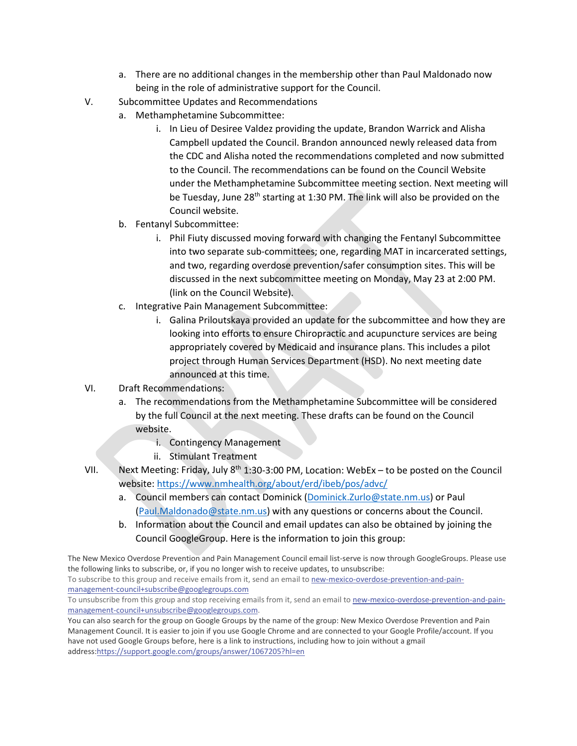a. There are no additional changes in the membership other than Paul Maldonado now being in the role of administrative support for the Council.

V. Subcommittee Updates and Recommendations

a. Methamphetamine Subcommittee:

i. In Lieu of Desiree Valdez providing the update, Brandon Warrick and Alisha Campbell updated the Council. Brandon announced newly released data from the CDC and Alisha noted the recommendations completed and now submitted to the Council. The recommendations can be found on the Council Website under the Methamphetamine Subcommittee meeting section. Next meeting will be Tuesday, June 28th starting at 1:30 PM. The link will also be provided on the Council website.

b. Fentanyl Subcommittee:

i. Phil Fiuty discussed moving forward with changing the Fentanyl Subcommittee into two separate sub-committees; one, regarding MAT in incarcerated settings, and two, regarding overdose prevention/safer consumption sites. This will be discussed in the next subcommittee meeting on Monday, May 23 at 2:00 PM. (link on the Council Website).

c. Integrative Pain Management Subcommittee:

i. Galina Priloutskaya provided an update for the subcommittee and how they are looking into efforts to ensure Chiropractic and acupuncture services are being appropriately covered by Medicaid and insurance plans. This includes a pilot project through Human Services Department (HSD). No next meeting date announced at this time.

VI. Draft Recommendations:

a. The recommendations from the Methamphetamine Subcommittee will be considered by the full Council at the next meeting. These drafts can be found on the Council website.

i. Contingency Management

ii. Stimulant Treatment

VII. Next Meeting: Friday, July 8th 1:30-3:00 PM, Location: WebEx – to be posted on the Council website: https://www.nmhealth.org/about/erd/ibeb/pos/advc/

a. Council members can contact Dominick (Dominick.Zurlo@state.nm.us) or Paul (Paul.Maldonado@state.nm.us) with any questions or concerns about the Council.

b. Information about the Council and email updates can also be obtained by joining the Council GoogleGroup. Here is the information to join this group:

The New Mexico Overdose Prevention and Pain Management Council email list-serve is now through GoogleGroups. Please use the following links to subscribe, or, if you no longer wish to receive updates, to unsubscribe:

To subscribe to this group and receive emails from it, send an email to new-mexico-overdose-prevention-and-pain-management-council+subscribe@googlegroups.com

To unsubscribe from this group and stop receiving emails from it, send an email to new-mexico-overdose-prevention-and-pain-management-council+unsubscribe@googlegroups.com.

You can also search for the group on Google Groups by the name of the group: New Mexico Overdose Prevention and Pain Management Council. It is easier to join if you use Google Chrome and are connected to your Google Profile/account. If you have not used Google Groups before, here is a link to instructions, including how to join without a gmail address:https://support.google.com/groups/answer/1067205?hl=en